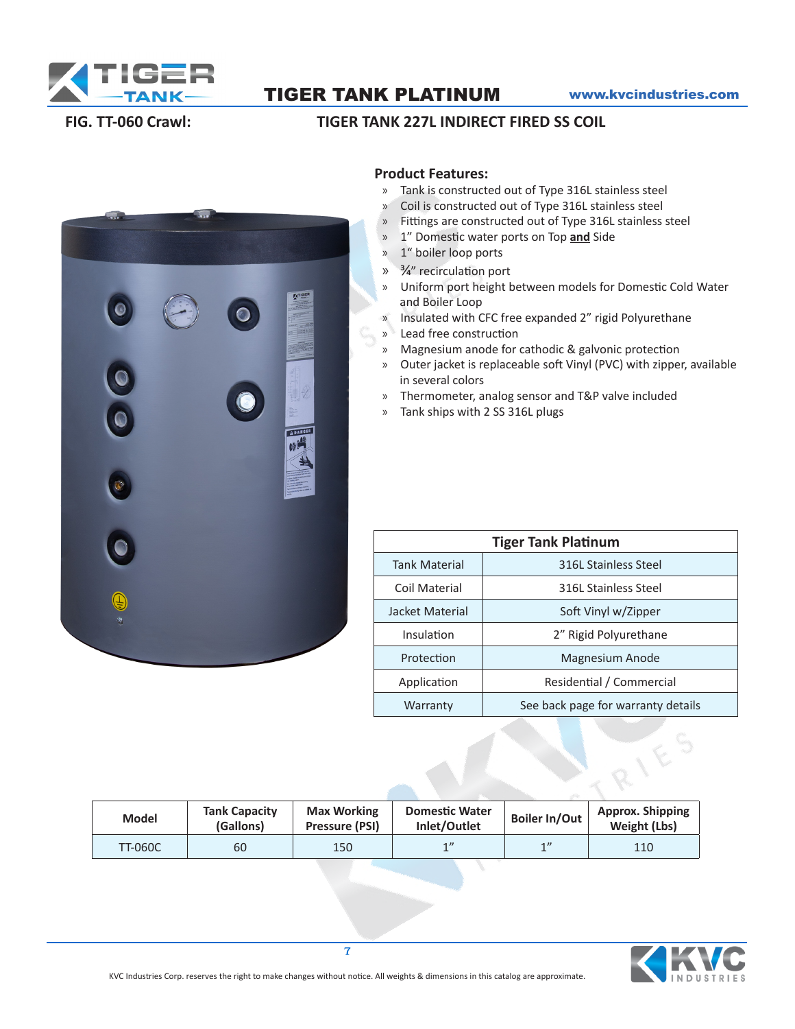# TIGER TANK PLATINUM

www.kvcindustries.com

**FIG. TT-060 Crawl:** **TIGER TANK 227L INDIRECT FIRED SS COIL**

## Product Features:

- Tank is constructed out of Type 316L stainless steel
- Coil is constructed out of Type 316L stainless steel
- Fittings are constructed out of Type 316L stainless steel
- 1" Domestic water ports on Top **and** Side
- 1" boiler loop ports
- ¾" recirculation port
- Uniform port height between models for Domestic Cold Water and Boiler Loop
- Insulated with CFC free expanded 2" rigid Polyurethane
- Lead free construction
- Magnesium anode for cathodic & galvonic protection
- Outer jacket is replaceable soft Vinyl (PVC) with zipper, available in several colors
- Thermometer, analog sensor and T&P valve included
- Tank ships with 2 SS 316L plugs

| Tiger Tank Platinum | |
|---|---|
| Tank Material | 316L Stainless Steel |
| Coil Material | 316L Stainless Steel |
| Jacket Material | Soft Vinyl w/Zipper |
| Insulation | 2" Rigid Polyurethane |
| Protection | Magnesium Anode |
| Application | Residential / Commercial |
| Warranty | See back page for warranty details |

| Model | Tank Capacity (Gallons) | Max Working Pressure (PSI) | Domestic Water Inlet/Outlet | Boiler In/Out | Approx. Shipping Weight (Lbs) |
|---|---|---|---|---|---|
| TT-060C | 60 | 150 | 1" | 1" | 110 |

KVC Industries Corp. reserves the right to make changes without notice. All weights & dimensions in this catalog are approximate.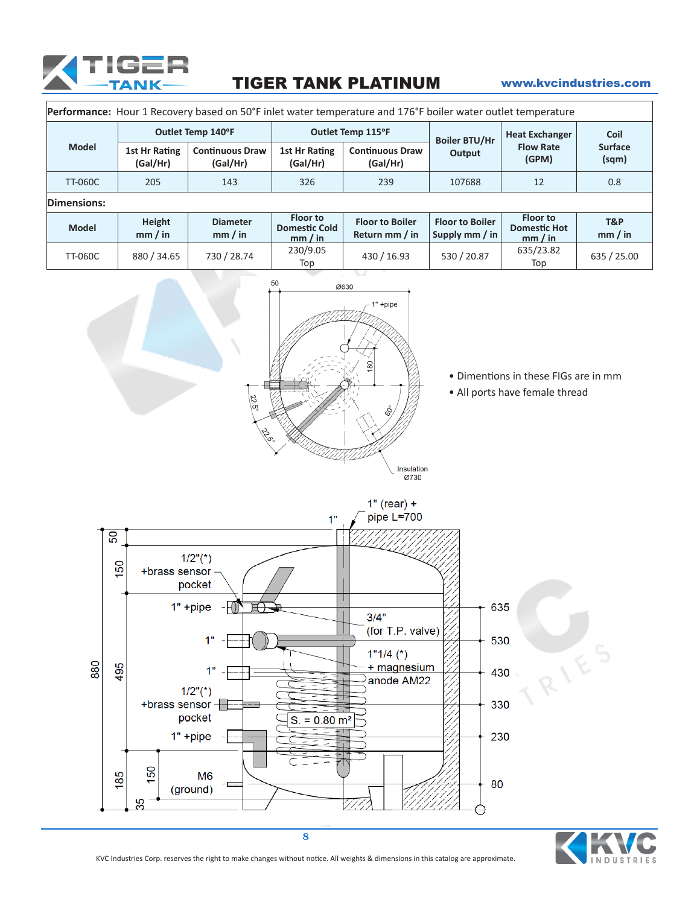# TIGER TANK PLATINUM

www.kvcindustries.com

| Performance: Hour 1 Recovery based on 50°F inlet water temperature and 176°F boiler water outlet temperature | | | | | | | |
|---|---|---|---|---|---|---|---|
| Model | Outlet Temp 140°F | | Outlet Temp 115°F | | Boiler BTU/Hr Output | Heat Exchanger Flow Rate (GPM) | Coil Surface (sqm) |
| | 1st Hr Rating (Gal/Hr) | Continuous Draw (Gal/Hr) | 1st Hr Rating (Gal/Hr) | Continuous Draw (Gal/Hr) | | | |
| TT-060C | 205 | 143 | 326 | 239 | 107688 | 12 | 0.8 |

**Dimensions:**

| Model | Height mm / in | Diameter mm / in | Floor to Domestic Cold mm / in | Floor to Boiler Return mm / in | Floor to Boiler Supply mm / in | Floor to Domestic Hot mm / in | T&P mm / in |
|---|---|---|---|---|---|---|---|
| TT-060C | 880 / 34.65 | 730 / 28.74 | 230/9.05 Top | 430 / 16.93 | 530 / 20.87 | 635/23.82 Top | 635 / 25.00 |

50
Ø630
1" +pipe
180
22.5°
22.5°
60°
Insulation
Ø730

- Dimentions in these FIGs are in mm
- All ports have female thread

1" (rear) +
pipe L≈700
1"
50
150
1/2"(*)
+brass sensor
pocket
1" +pipe
1"
1"
1/2"(*)
+brass sensor
pocket
1" +pipe
880
495
3/4"
(for T.P. valve)
1"1/4 (*)
+ magnesium
anode AM22
S. = 0.80 m²
635
530
430
330
230
80
185
150
35
M6
(ground)

KVC Industries Corp. reserves the right to make changes without notice. All weights & dimensions in this catalog are approximate.